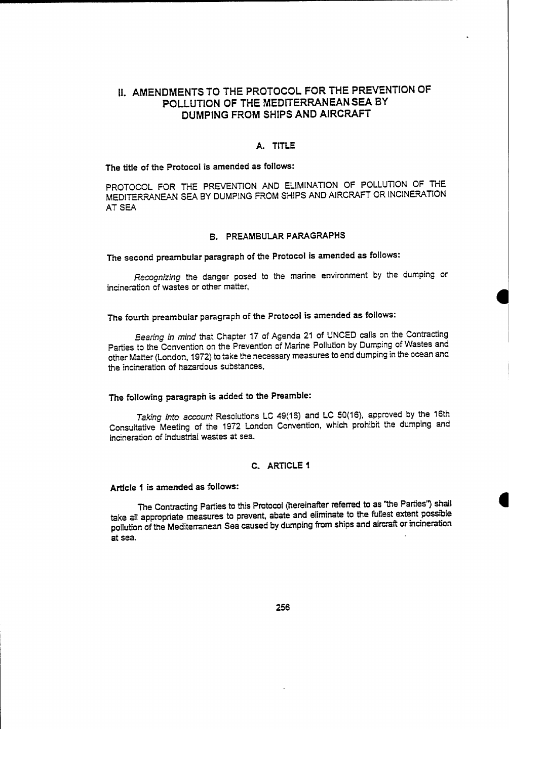# II. AMENDMENTS TO THE PROTOCOL FOR THE PREVENTION OF POLLUTION OF THE MEDITERRANEAN SEA BY DUMPING FROM SHIPS AND AIRCRAFT

## A. TITLE

**The title of the Protocol is amended as follows:**

PROTOCOL FOR THE PREVENTION AND ELIMINATION OF POLLUTION OF THE MEDITERRANEAN SEA BY DUMPING FROM SHIPS AND AIRCRAFT OR INCINERATION AT SEA

## B. PREAMBULAR PARAGRAPHS

**The second preambular paragraph of the Protocol is amended as follows:**

*Recognizing* the danger posed to the marine environment by the dumping or incineration of wastes or other matter,

**The fourth preambular paragraph of the Protocol is amended as follows:**

*Bearing in mind* that Chapter 17 of Agenda 21 of UNCED calls on the Contracting Parties to the Convention on the Prevention of Marine Pollution by Dumping of Wastes and other Matter (London, 1972) to take the necessary measures to end dumping in the ocean and the incineration of hazardous substances,

**The following paragraph is added to the Preamble:**

*Taking into account* Resolutions LC 49(16) and LC 50(16), approved by the 16th Consultative Meeting of the 1972 London Convention, which prohibit the dumping and incineration of industrial wastes at sea,

## C. ARTICLE 1

**Article 1 is amended as follows:**

The Contracting Parties to this Protocol (hereinafter referred to as "the Parties") shall take all appropriate measures to prevent, abate and eliminate to the fullest extent possible pollution of the Mediterranean Sea caused by dumping from ships and aircraft or incineration at sea.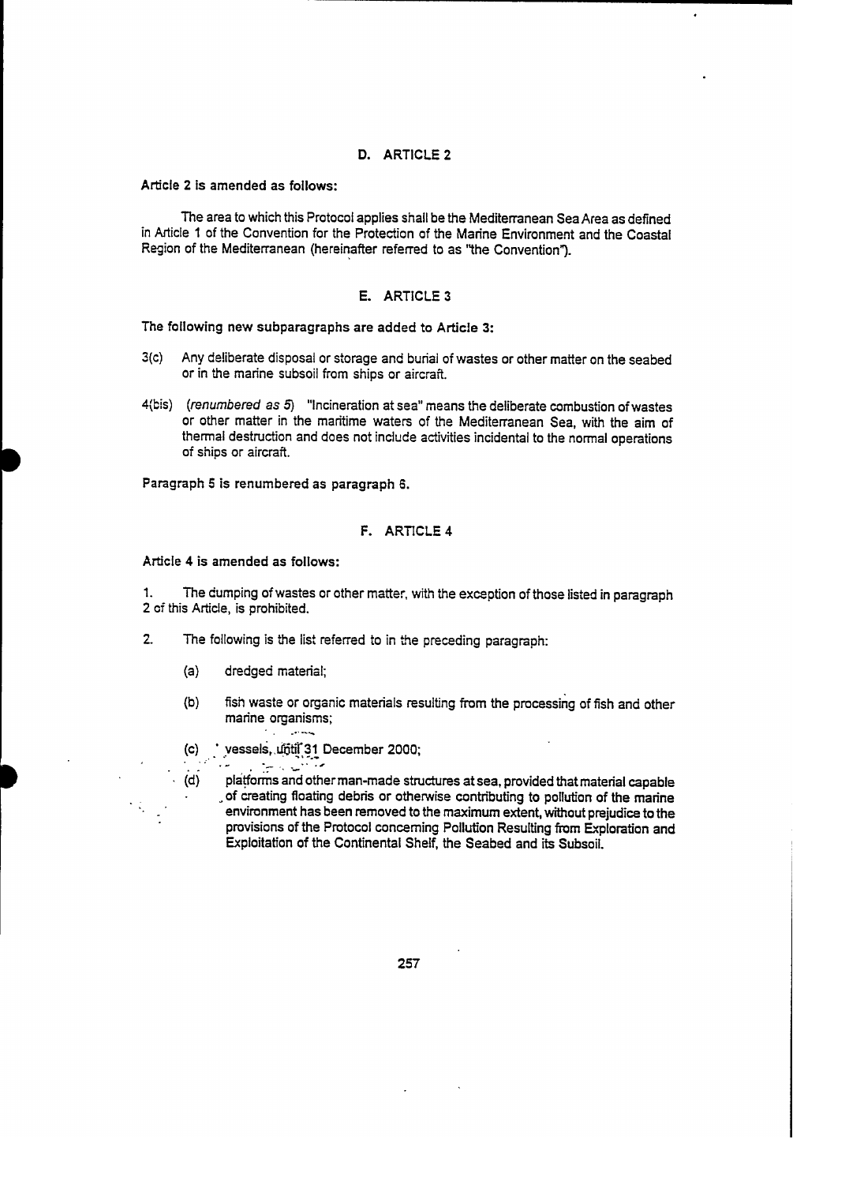## D. ARTICLE 2

**Article 2 is amended as follows:**

The area to which this Protocol applies shall be the Mediterranean Sea Area as defined in Article 1 of the Convention for the Protection of the Marine Environment and the Coastal Region of the Mediterranean (hereinafter referred to as "the Convention").

## E. ARTICLE 3

**The following new subparagraphs are added to Article 3:**

3(c) Any deliberate disposal or storage and burial of wastes or other matter on the seabed or in the marine subsoil from ships or aircraft.

4(bis) (*renumbered as 5*) "Incineration at sea" means the deliberate combustion of wastes or other matter in the maritime waters of the Mediterranean Sea, with the aim of thermal destruction and does not include activities incidental to the normal operations of ships or aircraft.

**Paragraph 5 is renumbered as paragraph 6.**

## F. ARTICLE 4

**Article 4 is amended as follows:**

1. The dumping of wastes or other matter, with the exception of those listed in paragraph 2 of this Article, is prohibited.

2. The following is the list referred to in the preceding paragraph:

   (a) dredged material;

   (b) fish waste or organic materials resulting from the processing of fish and other marine organisms;

   (c) vessels, until 31 December 2000;

   (d) platforms and other man-made structures at sea, provided that material capable of creating floating debris or otherwise contributing to pollution of the marine environment has been removed to the maximum extent, without prejudice to the provisions of the Protocol concerning Pollution Resulting from Exploration and Exploitation of the Continental Shelf, the Seabed and its Subsoil.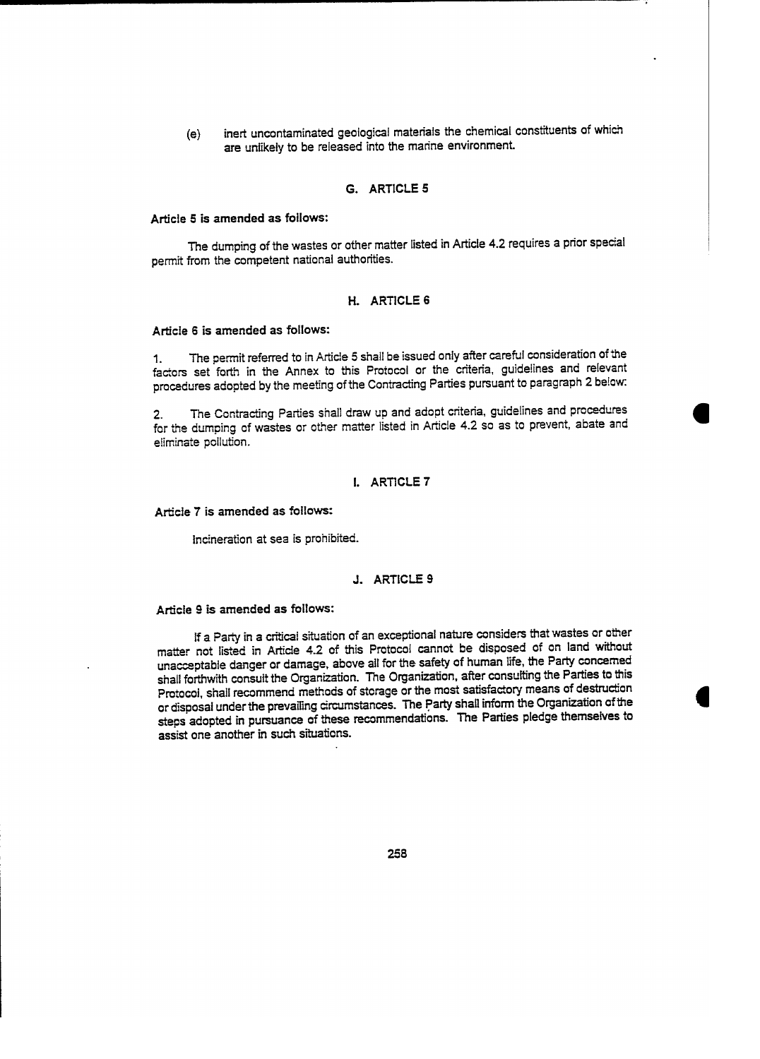(e) inert uncontaminated geological materials the chemical constituents of which are unlikely to be released into the marine environment.

### G. ARTICLE 5

**Article 5 is amended as follows:**

The dumping of the wastes or other matter listed in Article 4.2 requires a prior special permit from the competent national authorities.

### H. ARTICLE 6

**Article 6 is amended as follows:**

1. The permit referred to in Article 5 shall be issued only after careful consideration of the factors set forth in the Annex to this Protocol or the criteria, guidelines and relevant procedures adopted by the meeting of the Contracting Parties pursuant to paragraph 2 below:

2. The Contracting Parties shall draw up and adopt criteria, guidelines and procedures for the dumping of wastes or other matter listed in Article 4.2 so as to prevent, abate and eliminate pollution.

### I. ARTICLE 7

**Article 7 is amended as follows:**

Incineration at sea is prohibited.

### J. ARTICLE 9

**Article 9 is amended as follows:**

If a Party in a critical situation of an exceptional nature considers that wastes or other matter not listed in Article 4.2 of this Protocol cannot be disposed of on land without unacceptable danger or damage, above all for the safety of human life, the Party concerned shall forthwith consult the Organization. The Organization, after consulting the Parties to this Protocol, shall recommend methods of storage or the most satisfactory means of destruction or disposal under the prevailing circumstances. The Party shall inform the Organization of the steps adopted in pursuance of these recommendations. The Parties pledge themselves to assist one another in such situations.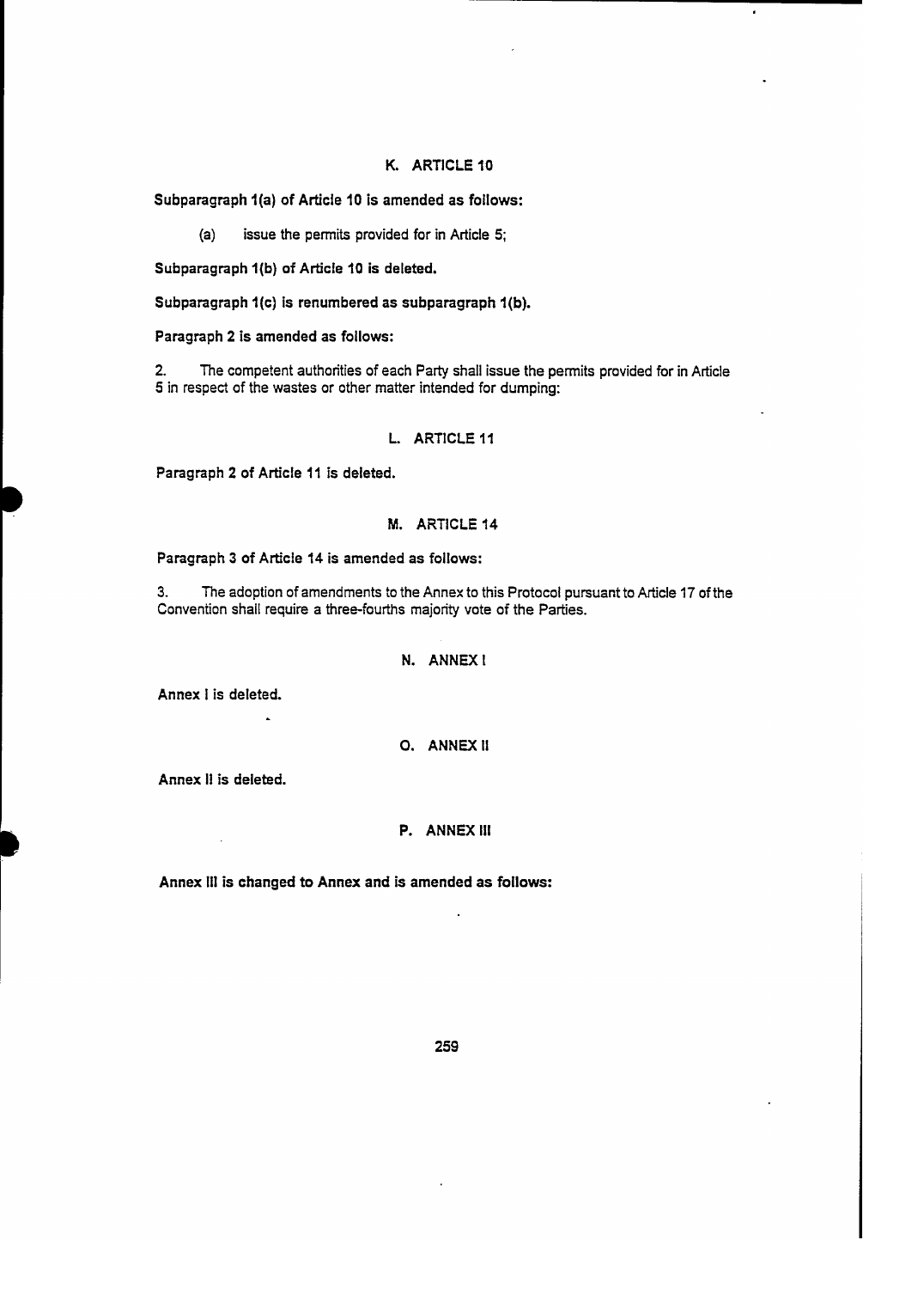## K. ARTICLE 10

**Subparagraph 1(a) of Article 10 is amended as follows:**

(a) issue the permits provided for in Article 5;

**Subparagraph 1(b) of Article 10 is deleted.**

**Subparagraph 1(c) is renumbered as subparagraph 1(b).**

**Paragraph 2 is amended as follows:**

2. The competent authorities of each Party shall issue the permits provided for in Article 5 in respect of the wastes or other matter intended for dumping:

## L. ARTICLE 11

**Paragraph 2 of Article 11 is deleted.**

## M. ARTICLE 14

**Paragraph 3 of Article 14 is amended as follows:**

3. The adoption of amendments to the Annex to this Protocol pursuant to Article 17 of the Convention shall require a three-fourths majority vote of the Parties.

## N. ANNEX I

**Annex I is deleted.**

## O. ANNEX II

**Annex II is deleted.**

## P. ANNEX III

**Annex III is changed to Annex and is amended as follows:**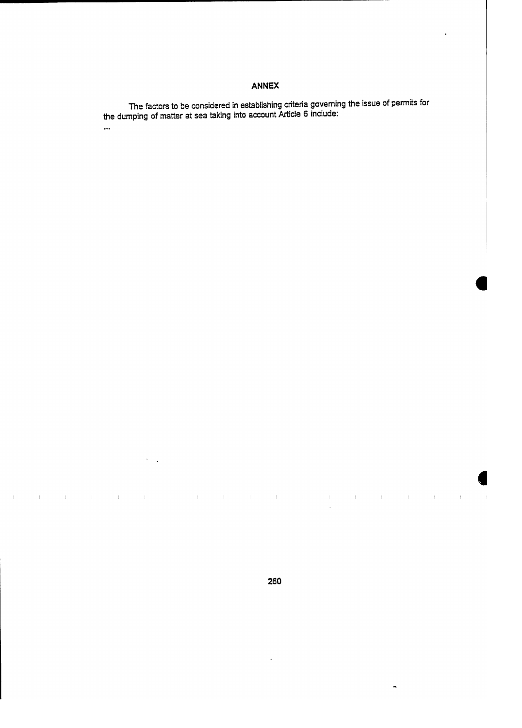## ANNEX

The factors to be considered in establishing criteria governing the issue of permits for the dumping of matter at sea taking into account Article 6 include:

...